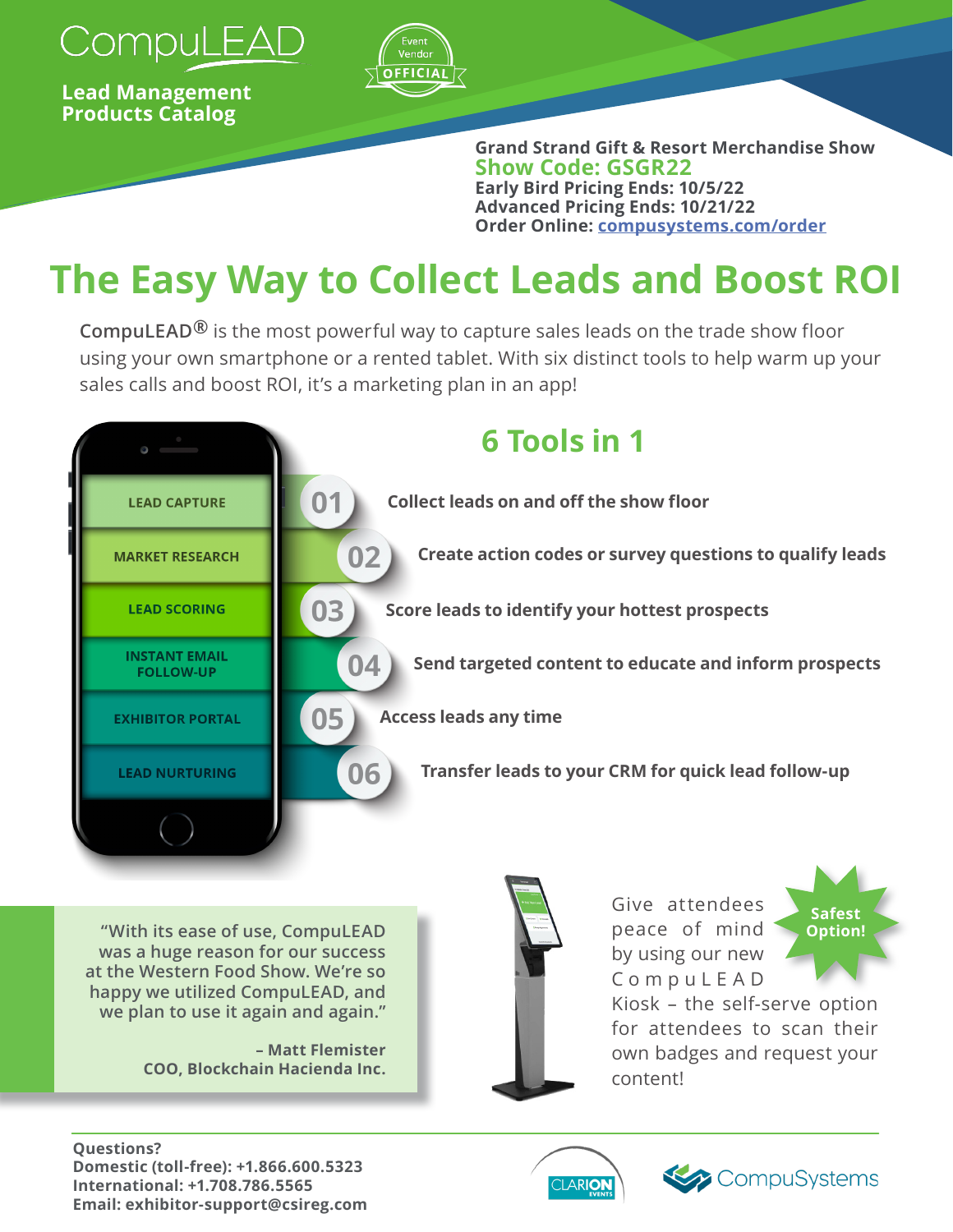# CompuLEAD

**Lead Management Products Catalog**

Event Vendor OFFICIAL

**Grand Strand Gift & Resort Merchandise Show**
**Show Code: GSGR22**
**Early Bird Pricing Ends: 10/5/22**
**Advanced Pricing Ends: 10/21/22**
**Order Online: compusystems.com/order**

# The Easy Way to Collect Leads and Boost ROI

**CompuLEAD®** is the most powerful way to capture sales leads on the trade show floor using your own smartphone or a rented tablet. With six distinct tools to help warm up your sales calls and boost ROI, it's a marketing plan in an app!

## 6 Tools in 1

- **01 LEAD CAPTURE** — Collect leads on and off the show floor
- **02 MARKET RESEARCH** — Create action codes or survey questions to qualify leads
- **03 LEAD SCORING** — Score leads to identify your hottest prospects
- **04 INSTANT EMAIL FOLLOW-UP** — Send targeted content to educate and inform prospects
- **05 EXHIBITOR PORTAL** — Access leads any time
- **06 LEAD NURTURING** — Transfer leads to your CRM for quick lead follow-up

"With its ease of use, CompuLEAD was a huge reason for our success at the Western Food Show. We're so happy we utilized CompuLEAD, and we plan to use it again and again."

**– Matt Flemister**
**COO, Blockchain Hacienda Inc.**

**Safest Option!**

Give attendees peace of mind by using our new CompuLEAD Kiosk – the self-serve option for attendees to scan their own badges and request your content!

**Questions?**
**Domestic (toll-free): +1.866.600.5323**
**International: +1.708.786.5565**
**Email: exhibitor-support@csireg.com**

CLARION EVENTS

CompuSystems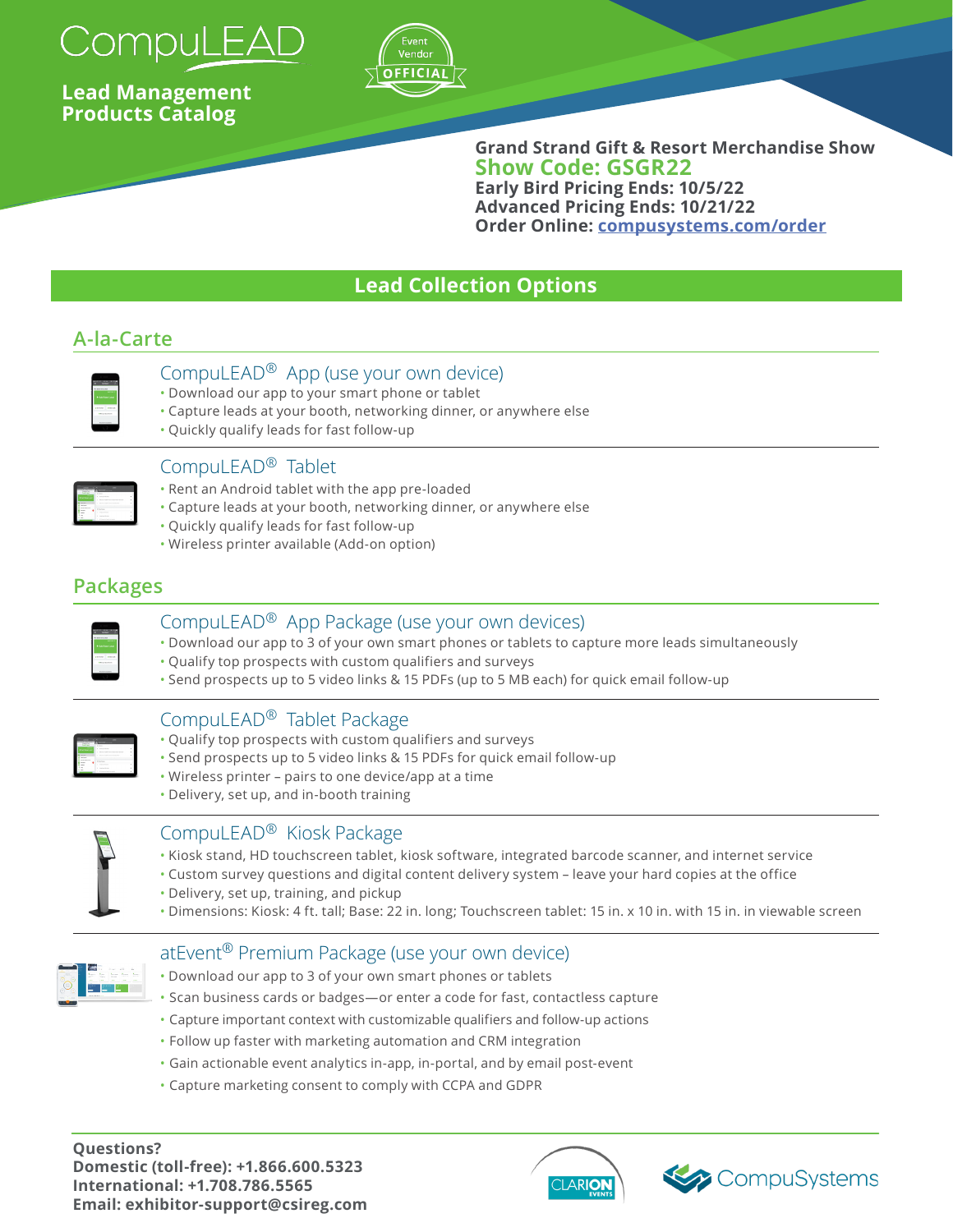# CompuLEAD

**Lead Management Products Catalog**

Event Vendor OFFICIAL

**Grand Strand Gift & Resort Merchandise Show**
**Show Code: GSGR22**
**Early Bird Pricing Ends: 10/5/22**
**Advanced Pricing Ends: 10/21/22**
**Order Online: compusystems.com/order**

## Lead Collection Options

### A-la-Carte

#### CompuLEAD® App (use your own device)

- Download our app to your smart phone or tablet
- Capture leads at your booth, networking dinner, or anywhere else
- Quickly qualify leads for fast follow-up

#### CompuLEAD® Tablet

- Rent an Android tablet with the app pre-loaded
- Capture leads at your booth, networking dinner, or anywhere else
- Quickly qualify leads for fast follow-up
- Wireless printer available (Add-on option)

### Packages

#### CompuLEAD® App Package (use your own devices)

- Download our app to 3 of your own smart phones or tablets to capture more leads simultaneously
- Qualify top prospects with custom qualifiers and surveys
- Send prospects up to 5 video links & 15 PDFs (up to 5 MB each) for quick email follow-up

#### CompuLEAD® Tablet Package

- Qualify top prospects with custom qualifiers and surveys
- Send prospects up to 5 video links & 15 PDFs for quick email follow-up
- Wireless printer – pairs to one device/app at a time
- Delivery, set up, and in-booth training

#### CompuLEAD® Kiosk Package

- Kiosk stand, HD touchscreen tablet, kiosk software, integrated barcode scanner, and internet service
- Custom survey questions and digital content delivery system – leave your hard copies at the office
- Delivery, set up, training, and pickup
- Dimensions: Kiosk: 4 ft. tall; Base: 22 in. long; Touchscreen tablet: 15 in. x 10 in. with 15 in. in viewable screen

#### atEvent® Premium Package (use your own device)

- Download our app to 3 of your own smart phones or tablets
- Scan business cards or badges—or enter a code for fast, contactless capture
- Capture important context with customizable qualifiers and follow-up actions
- Follow up faster with marketing automation and CRM integration
- Gain actionable event analytics in-app, in-portal, and by email post-event
- Capture marketing consent to comply with CCPA and GDPR

**Questions?**
**Domestic (toll-free): +1.866.600.5323**
**International: +1.708.786.5565**
**Email: exhibitor-support@csireg.com**

CLARION EVENTS

CompuSystems